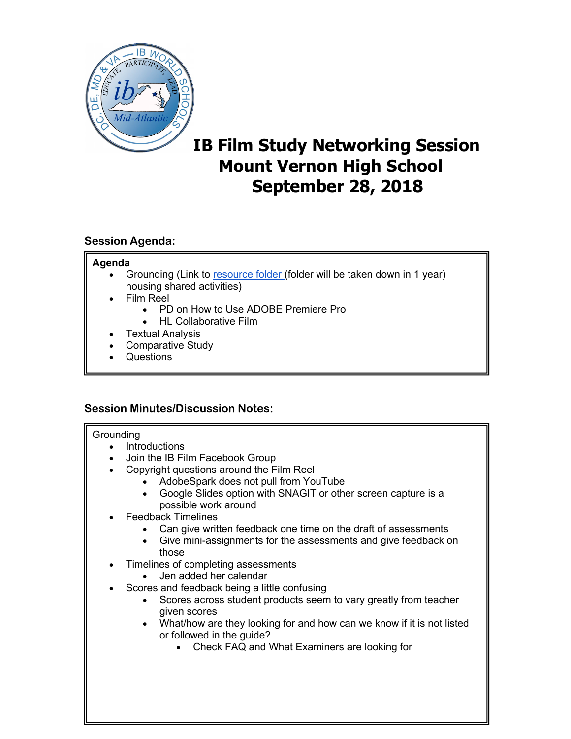# IB Film Study Networking Session
# Mount Vernon High School
# September 28, 2018

## Session Agenda:

**Agenda**

- Grounding (Link to resource folder (folder will be taken down in 1 year) housing shared activities)
- Film Reel
  - PD on How to Use ADOBE Premiere Pro
  - HL Collaborative Film
- Textual Analysis
- Comparative Study
- Questions

## Session Minutes/Discussion Notes:

Grounding

- Introductions
- Join the IB Film Facebook Group
- Copyright questions around the Film Reel
  - AdobeSpark does not pull from YouTube
  - Google Slides option with SNAGIT or other screen capture is a possible work around
- Feedback Timelines
  - Can give written feedback one time on the draft of assessments
  - Give mini-assignments for the assessments and give feedback on those
- Timelines of completing assessments
  - Jen added her calendar
- Scores and feedback being a little confusing
  - Scores across student products seem to vary greatly from teacher given scores
  - What/how are they looking for and how can we know if it is not listed or followed in the guide?
    - Check FAQ and What Examiners are looking for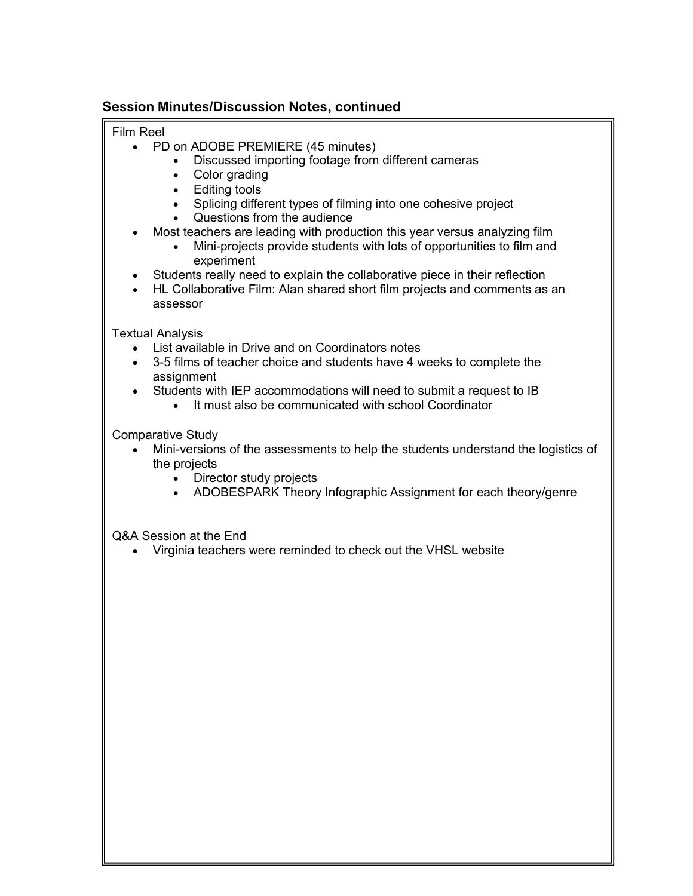### Session Minutes/Discussion Notes, continued

Film Reel

- PD on ADOBE PREMIERE (45 minutes)
  - Discussed importing footage from different cameras
  - Color grading
  - Editing tools
  - Splicing different types of filming into one cohesive project
  - Questions from the audience
- Most teachers are leading with production this year versus analyzing film
  - Mini-projects provide students with lots of opportunities to film and experiment
- Students really need to explain the collaborative piece in their reflection
- HL Collaborative Film: Alan shared short film projects and comments as an assessor

Textual Analysis

- List available in Drive and on Coordinators notes
- 3-5 films of teacher choice and students have 4 weeks to complete the assignment
- Students with IEP accommodations will need to submit a request to IB
  - It must also be communicated with school Coordinator

Comparative Study

- Mini-versions of the assessments to help the students understand the logistics of the projects
  - Director study projects
  - ADOBESPARK Theory Infographic Assignment for each theory/genre

Q&A Session at the End

- Virginia teachers were reminded to check out the VHSL website